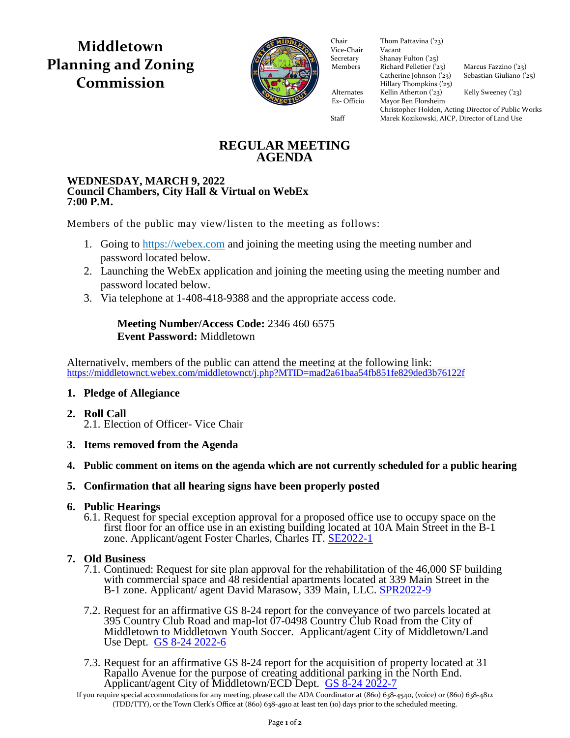# Middletown Planning and Zoning Commission

| | | |
|---|---|---|
| Chair | Thom Pattavina ('23) | |
| Vice-Chair | Vacant | |
| Secretary | Shanay Fulton ('25) | |
| Members | Richard Pelletier ('23) | Marcus Fazzino ('23) |
| | Catherine Johnson ('23) | Sebastian Giuliano ('25) |
| | Hillary Thompkins ('25) | |
| Alternates | Kellin Atherton ('23) | Kelly Sweeney ('23) |
| Ex- Officio | Mayor Ben Florsheim | |
| | Christopher Holden, Acting Director of Public Works | |
| Staff | Marek Kozikowski, AICP, Director of Land Use | |

## REGULAR MEETING AGENDA

**WEDNESDAY, MARCH 9, 2022**
**Council Chambers, City Hall & Virtual on WebEx**
**7:00 P.M.**

Members of the public may view/listen to the meeting as follows:

1. Going to https://webex.com and joining the meeting using the meeting number and password located below.
2. Launching the WebEx application and joining the meeting using the meeting number and password located below.
3. Via telephone at 1-408-418-9388 and the appropriate access code.

> **Meeting Number/Access Code:** 2346 460 6575
> **Event Password:** Middletown

Alternatively, members of the public can attend the meeting at the following link:
https://middletownct.webex.com/middletownct/j.php?MTID=mad2a61baa54fb851fe829ded3b76122f

1. **Pledge of Allegiance**
2. **Roll Call**
   2.1. Election of Officer- Vice Chair
3. **Items removed from the Agenda**
4. **Public comment on items on the agenda which are not currently scheduled for a public hearing**
5. **Confirmation that all hearing signs have been properly posted**
6. **Public Hearings**
   6.1. Request for special exception approval for a proposed office use to occupy space on the first floor for an office use in an existing building located at 10A Main Street in the B-1 zone. Applicant/agent Foster Charles, Charles IT. SE2022-1
7. **Old Business**
   7.1. Continued: Request for site plan approval for the rehabilitation of the 46,000 SF building with commercial space and 48 residential apartments located at 339 Main Street in the B-1 zone. Applicant/ agent David Marasow, 339 Main, LLC. SPR2022-9

   7.2. Request for an affirmative GS 8-24 report for the conveyance of two parcels located at 395 Country Club Road and map-lot 07-0498 Country Club Road from the City of Middletown to Middletown Youth Soccer. Applicant/agent City of Middletown/Land Use Dept. GS 8-24 2022-6

   7.3. Request for an affirmative GS 8-24 report for the acquisition of property located at 31 Rapallo Avenue for the purpose of creating additional parking in the North End. Applicant/agent City of Middletown/ECD Dept. GS 8-24 2022-7

If you require special accommodations for any meeting, please call the ADA Coordinator at (860) 638-4540, (voice) or (860) 638-4812 (TDD/TTY), or the Town Clerk's Office at (860) 638-4910 at least ten (10) days prior to the scheduled meeting.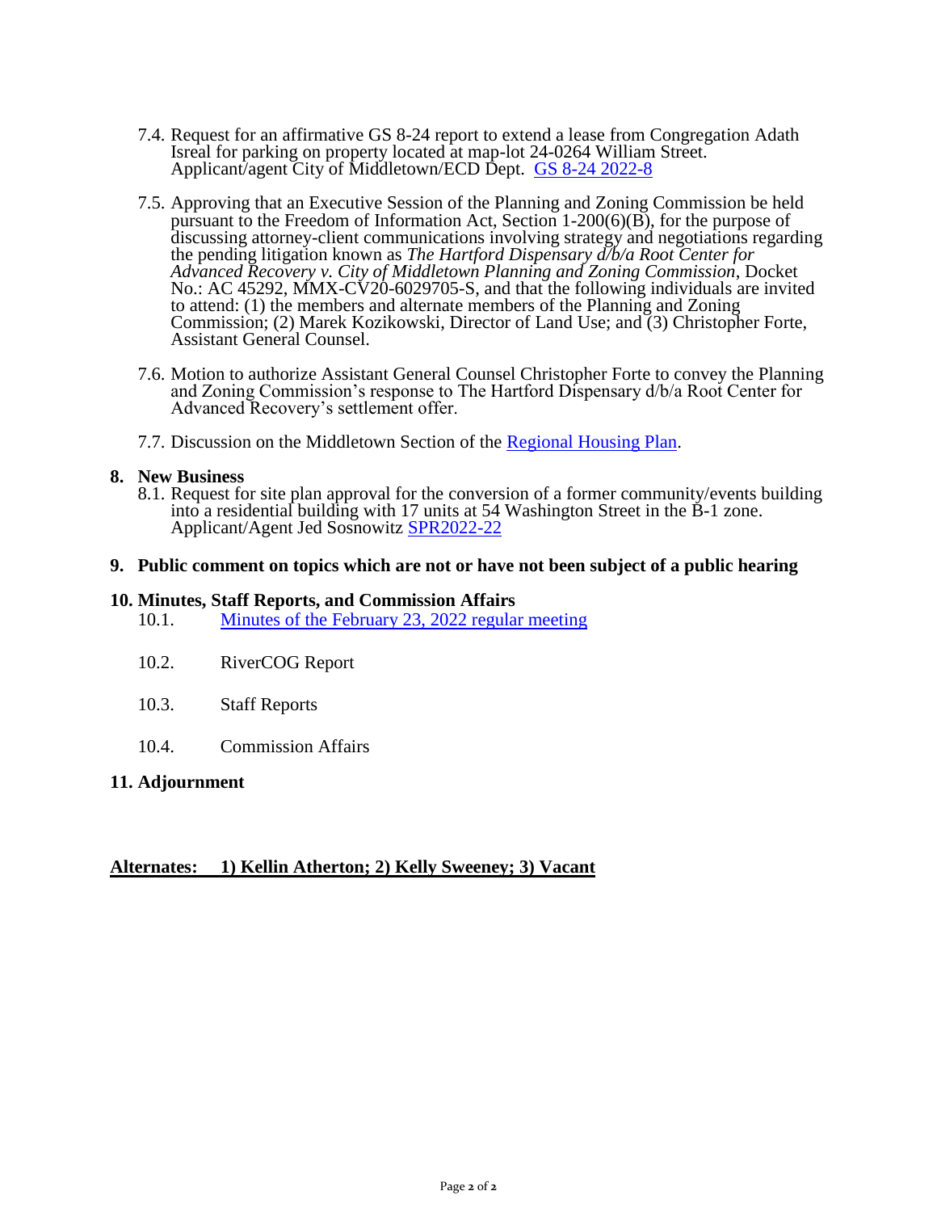7.4. Request for an affirmative GS 8-24 report to extend a lease from Congregation Adath Isreal for parking on property located at map-lot 24-0264 William Street. Applicant/agent City of Middletown/ECD Dept. GS 8-24 2022-8

7.5. Approving that an Executive Session of the Planning and Zoning Commission be held pursuant to the Freedom of Information Act, Section 1-200(6)(B), for the purpose of discussing attorney-client communications involving strategy and negotiations regarding the pending litigation known as *The Hartford Dispensary d/b/a Root Center for Advanced Recovery v. City of Middletown Planning and Zoning Commission*, Docket No.: AC 45292, MMX-CV20-6029705-S, and that the following individuals are invited to attend: (1) the members and alternate members of the Planning and Zoning Commission; (2) Marek Kozikowski, Director of Land Use; and (3) Christopher Forte, Assistant General Counsel.

7.6. Motion to authorize Assistant General Counsel Christopher Forte to convey the Planning and Zoning Commission's response to The Hartford Dispensary d/b/a Root Center for Advanced Recovery's settlement offer.

7.7. Discussion on the Middletown Section of the Regional Housing Plan.

**8. New Business**

8.1. Request for site plan approval for the conversion of a former community/events building into a residential building with 17 units at 54 Washington Street in the B-1 zone. Applicant/Agent Jed Sosnowitz SPR2022-22

**9. Public comment on topics which are not or have not been subject of a public hearing**

**10. Minutes, Staff Reports, and Commission Affairs**

10.1. Minutes of the February 23, 2022 regular meeting

10.2. RiverCOG Report

10.3. Staff Reports

10.4. Commission Affairs

**11. Adjournment**

**Alternates: 1) Kellin Atherton; 2) Kelly Sweeney; 3) Vacant**